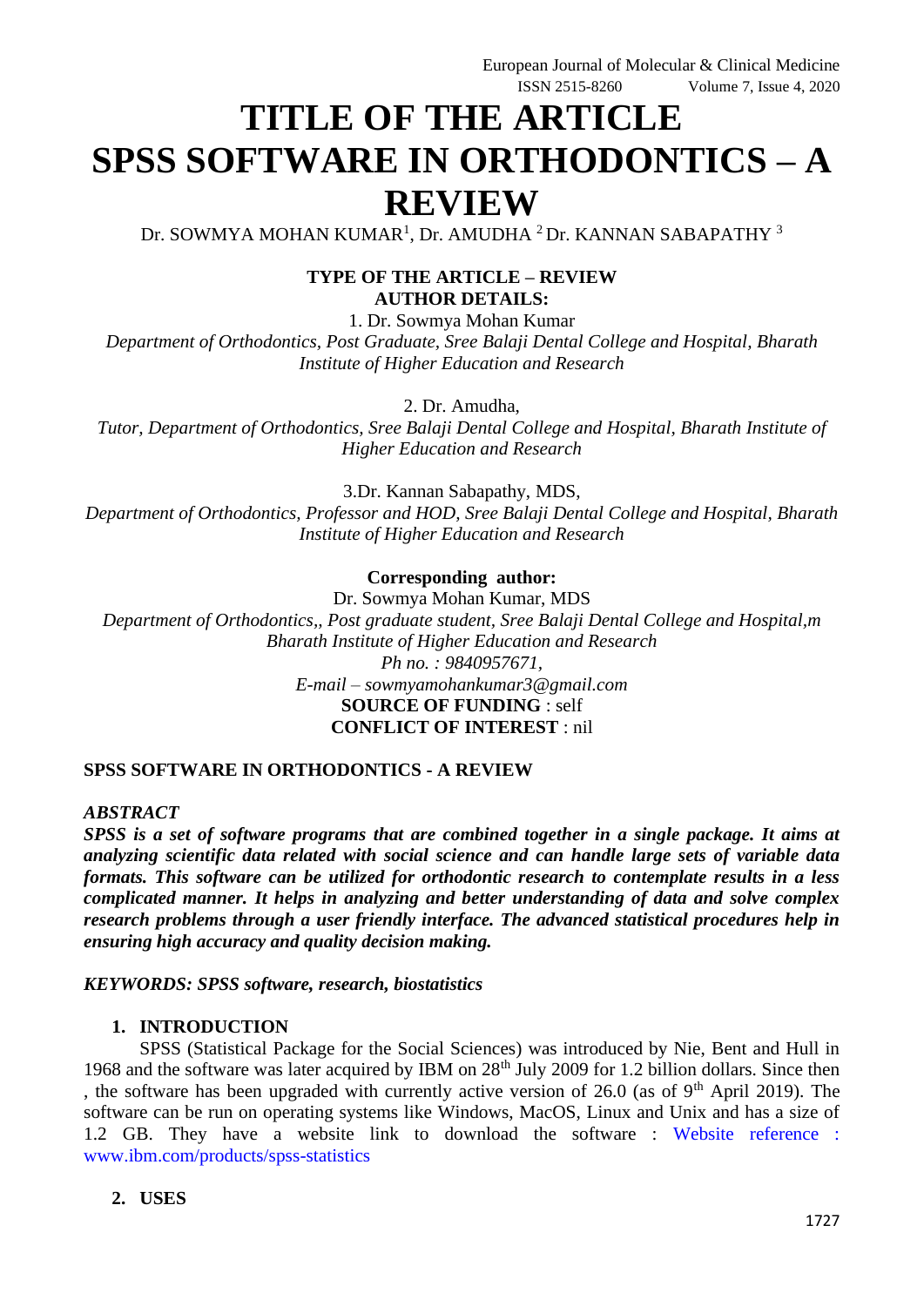# TITLE OF THE ARTICLE SPSS SOFTWARE IN ORTHODONTICS – A REVIEW

Dr. SOWMYA MOHAN KUMAR[1], Dr. AMUDHA [2] Dr. KANNAN SABAPATHY [3]

**TYPE OF THE ARTICLE – REVIEW**

**AUTHOR DETAILS:**

1. Dr. Sowmya Mohan Kumar

*Department of Orthodontics, Post Graduate, Sree Balaji Dental College and Hospital, Bharath Institute of Higher Education and Research*

2. Dr. Amudha,

*Tutor, Department of Orthodontics, Sree Balaji Dental College and Hospital, Bharath Institute of Higher Education and Research*

3.Dr. Kannan Sabapathy, MDS,

*Department of Orthodontics, Professor and HOD, Sree Balaji Dental College and Hospital, Bharath Institute of Higher Education and Research*

**Corresponding author:**

Dr. Sowmya Mohan Kumar, MDS

*Department of Orthodontics,, Post graduate student, Sree Balaji Dental College and Hospital,m Bharath Institute of Higher Education and Research*

*Ph no. : 9840957671,*

*E-mail – sowmyamohankumar3@gmail.com*

**SOURCE OF FUNDING** : self

**CONFLICT OF INTEREST** : nil

**SPSS SOFTWARE IN ORTHODONTICS - A REVIEW**

***ABSTRACT***

***SPSS is a set of software programs that are combined together in a single package. It aims at analyzing scientific data related with social science and can handle large sets of variable data formats. This software can be utilized for orthodontic research to contemplate results in a less complicated manner. It helps in analyzing and better understanding of data and solve complex research problems through a user friendly interface. The advanced statistical procedures help in ensuring high accuracy and quality decision making.***

***KEYWORDS: SPSS software, research, biostatistics***

## 1. INTRODUCTION

SPSS (Statistical Package for the Social Sciences) was introduced by Nie, Bent and Hull in 1968 and the software was later acquired by IBM on 28th July 2009 for 1.2 billion dollars. Since then , the software has been upgraded with currently active version of 26.0 (as of 9th April 2019). The software can be run on operating systems like Windows, MacOS, Linux and Unix and has a size of 1.2 GB. They have a website link to download the software : Website reference : www.ibm.com/products/spss-statistics

## 2. USES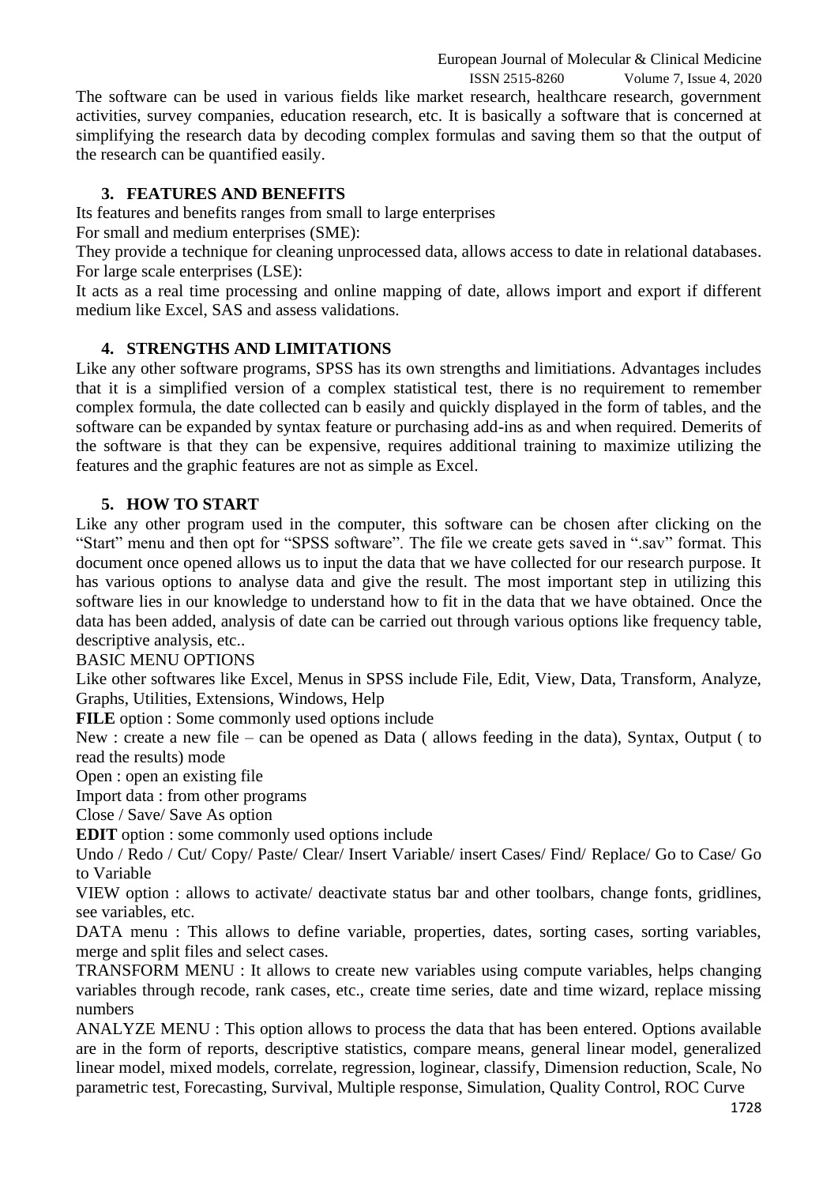The software can be used in various fields like market research, healthcare research, government activities, survey companies, education research, etc. It is basically a software that is concerned at simplifying the research data by decoding complex formulas and saving them so that the output of the research can be quantified easily.

## 3. FEATURES AND BENEFITS

Its features and benefits ranges from small to large enterprises

For small and medium enterprises (SME):

They provide a technique for cleaning unprocessed data, allows access to date in relational databases.

For large scale enterprises (LSE):

It acts as a real time processing and online mapping of date, allows import and export if different medium like Excel, SAS and assess validations.

## 4. STRENGTHS AND LIMITATIONS

Like any other software programs, SPSS has its own strengths and limitiations. Advantages includes that it is a simplified version of a complex statistical test, there is no requirement to remember complex formula, the date collected can b easily and quickly displayed in the form of tables, and the software can be expanded by syntax feature or purchasing add-ins as and when required. Demerits of the software is that they can be expensive, requires additional training to maximize utilizing the features and the graphic features are not as simple as Excel.

## 5. HOW TO START

Like any other program used in the computer, this software can be chosen after clicking on the "Start" menu and then opt for "SPSS software". The file we create gets saved in ".sav" format. This document once opened allows us to input the data that we have collected for our research purpose. It has various options to analyse data and give the result. The most important step in utilizing this software lies in our knowledge to understand how to fit in the data that we have obtained. Once the data has been added, analysis of date can be carried out through various options like frequency table, descriptive analysis, etc..

BASIC MENU OPTIONS

Like other softwares like Excel, Menus in SPSS include File, Edit, View, Data, Transform, Analyze, Graphs, Utilities, Extensions, Windows, Help

**FILE** option : Some commonly used options include

New : create a new file – can be opened as Data ( allows feeding in the data), Syntax, Output ( to read the results) mode

Open : open an existing file

Import data : from other programs

Close / Save/ Save As option

**EDIT** option : some commonly used options include

Undo / Redo / Cut/ Copy/ Paste/ Clear/ Insert Variable/ insert Cases/ Find/ Replace/ Go to Case/ Go to Variable

VIEW option : allows to activate/ deactivate status bar and other toolbars, change fonts, gridlines, see variables, etc.

DATA menu : This allows to define variable, properties, dates, sorting cases, sorting variables, merge and split files and select cases.

TRANSFORM MENU : It allows to create new variables using compute variables, helps changing variables through recode, rank cases, etc., create time series, date and time wizard, replace missing numbers

ANALYZE MENU : This option allows to process the data that has been entered. Options available are in the form of reports, descriptive statistics, compare means, general linear model, generalized linear model, mixed models, correlate, regression, loginear, classify, Dimension reduction, Scale, No parametric test, Forecasting, Survival, Multiple response, Simulation, Quality Control, ROC Curve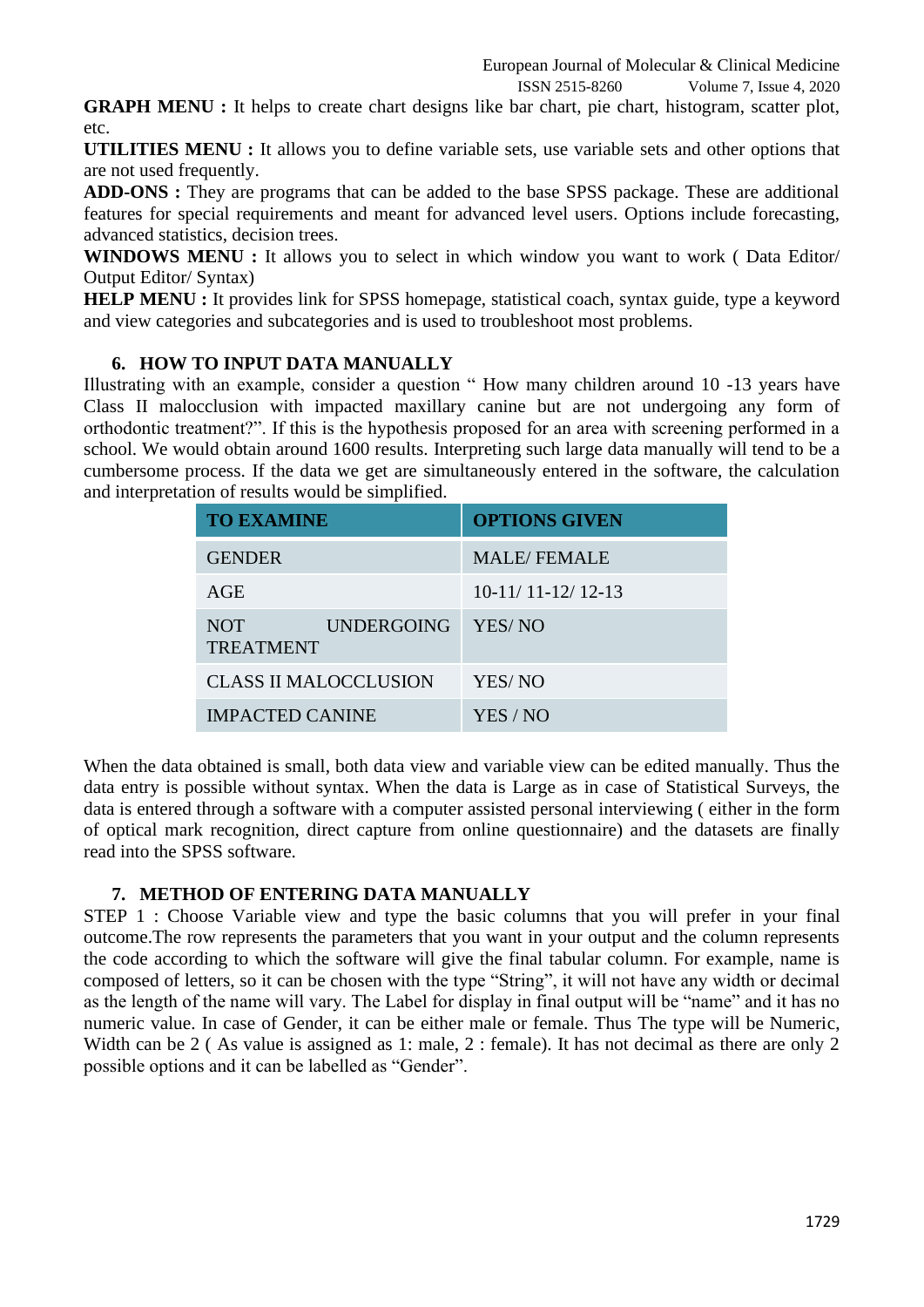**GRAPH MENU :** It helps to create chart designs like bar chart, pie chart, histogram, scatter plot, etc.

**UTILITIES MENU :** It allows you to define variable sets, use variable sets and other options that are not used frequently.

**ADD-ONS :** They are programs that can be added to the base SPSS package. These are additional features for special requirements and meant for advanced level users. Options include forecasting, advanced statistics, decision trees.

**WINDOWS MENU :** It allows you to select in which window you want to work ( Data Editor/ Output Editor/ Syntax)

**HELP MENU :** It provides link for SPSS homepage, statistical coach, syntax guide, type a keyword and view categories and subcategories and is used to troubleshoot most problems.

## 6. HOW TO INPUT DATA MANUALLY

Illustrating with an example, consider a question " How many children around 10 -13 years have Class II malocclusion with impacted maxillary canine but are not undergoing any form of orthodontic treatment?". If this is the hypothesis proposed for an area with screening performed in a school. We would obtain around 1600 results. Interpreting such large data manually will tend to be a cumbersome process. If the data we get are simultaneously entered in the software, the calculation and interpretation of results would be simplified.

| TO EXAMINE | OPTIONS GIVEN |
|---|---|
| GENDER | MALE/ FEMALE |
| AGE | 10-11/ 11-12/ 12-13 |
| NOT UNDERGOING TREATMENT | YES/ NO |
| CLASS II MALOCCLUSION | YES/ NO |
| IMPACTED CANINE | YES / NO |

When the data obtained is small, both data view and variable view can be edited manually. Thus the data entry is possible without syntax. When the data is Large as in case of Statistical Surveys, the data is entered through a software with a computer assisted personal interviewing ( either in the form of optical mark recognition, direct capture from online questionnaire) and the datasets are finally read into the SPSS software.

## 7. METHOD OF ENTERING DATA MANUALLY

STEP 1 : Choose Variable view and type the basic columns that you will prefer in your final outcome.The row represents the parameters that you want in your output and the column represents the code according to which the software will give the final tabular column. For example, name is composed of letters, so it can be chosen with the type "String", it will not have any width or decimal as the length of the name will vary. The Label for display in final output will be "name" and it has no numeric value. In case of Gender, it can be either male or female. Thus The type will be Numeric, Width can be 2 ( As value is assigned as 1: male, 2 : female). It has not decimal as there are only 2 possible options and it can be labelled as "Gender".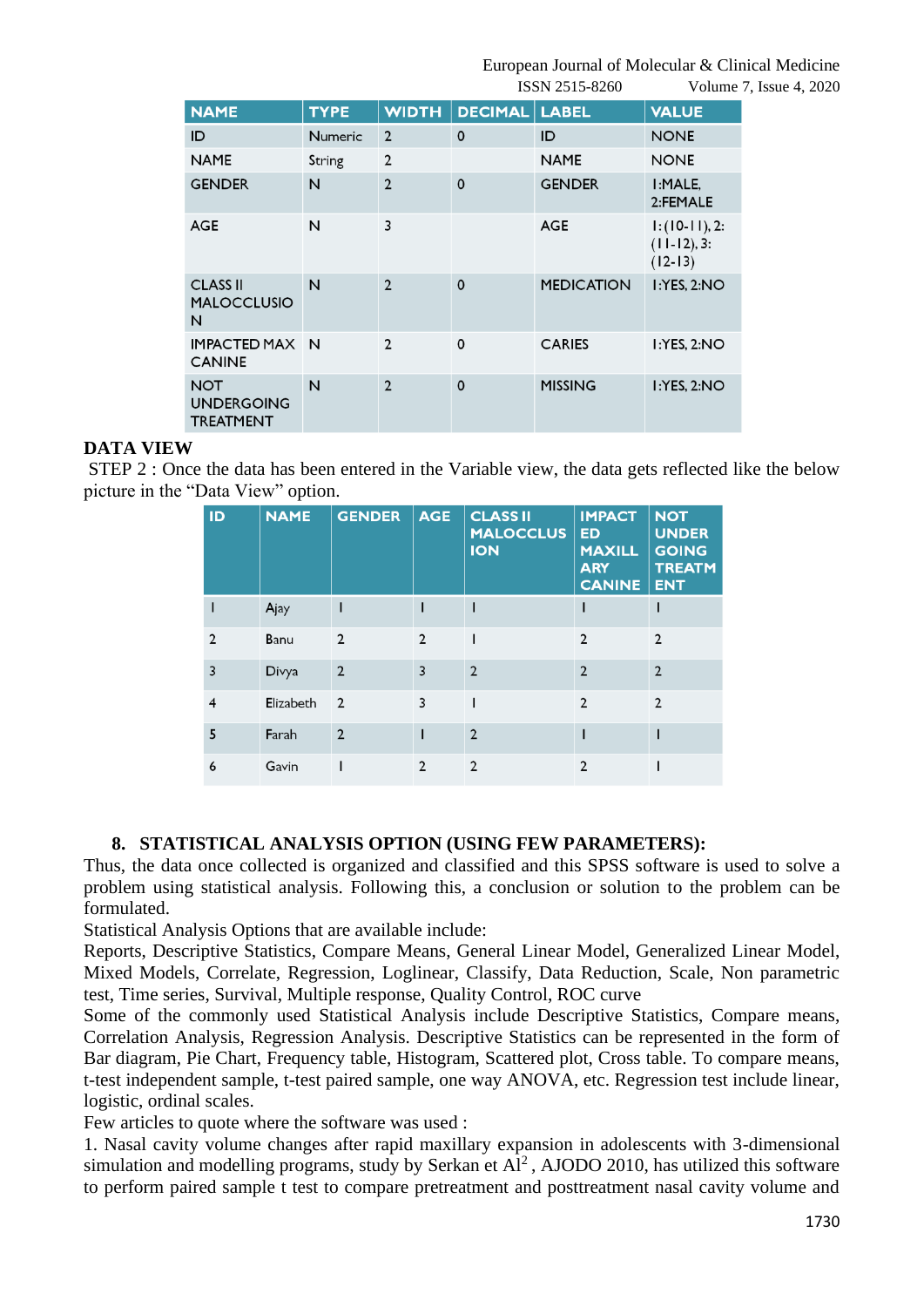| NAME | TYPE | WIDTH | DECIMAL | LABEL | VALUE |
|---|---|---|---|---|---|
| ID | Numeric | 2 | 0 | ID | NONE |
| NAME | String | 2 | | NAME | NONE |
| GENDER | N | 2 | 0 | GENDER | 1:MALE, 2:FEMALE |
| AGE | N | 3 | | AGE | 1:(10-11), 2:(11-12), 3:(12-13) |
| CLASS II MALOCCLUSION | N | 2 | 0 | MEDICATION | 1:YES, 2:NO |
| IMPACTED MAX CANINE | N | 2 | 0 | CARIES | 1:YES, 2:NO |
| NOT UNDERGOING TREATMENT | N | 2 | 0 | MISSING | 1:YES, 2:NO |

**DATA VIEW**

STEP 2 : Once the data has been entered in the Variable view, the data gets reflected like the below picture in the "Data View" option.

| ID | NAME | GENDER | AGE | CLASS II MALOCCLUSION | IMPACTED MAXILLARY CANINE | NOT UNDERGOING TREATMENT |
|---|---|---|---|---|---|---|
| 1 | Ajay | 1 | 1 | 1 | 1 | 1 |
| 2 | Banu | 2 | 2 | 1 | 2 | 2 |
| 3 | Divya | 2 | 3 | 2 | 2 | 2 |
| 4 | Elizabeth | 2 | 3 | 1 | 2 | 2 |
| 5 | Farah | 2 | 1 | 2 | 1 | 1 |
| 6 | Gavin | 1 | 2 | 2 | 2 | 1 |

## 8. STATISTICAL ANALYSIS OPTION (USING FEW PARAMETERS):

Thus, the data once collected is organized and classified and this SPSS software is used to solve a problem using statistical analysis. Following this, a conclusion or solution to the problem can be formulated.

Statistical Analysis Options that are available include:

Reports, Descriptive Statistics, Compare Means, General Linear Model, Generalized Linear Model, Mixed Models, Correlate, Regression, Loglinear, Classify, Data Reduction, Scale, Non parametric test, Time series, Survival, Multiple response, Quality Control, ROC curve

Some of the commonly used Statistical Analysis include Descriptive Statistics, Compare means, Correlation Analysis, Regression Analysis. Descriptive Statistics can be represented in the form of Bar diagram, Pie Chart, Frequency table, Histogram, Scattered plot, Cross table. To compare means, t-test independent sample, t-test paired sample, one way ANOVA, etc. Regression test include linear, logistic, ordinal scales.

Few articles to quote where the software was used :

1. Nasal cavity volume changes after rapid maxillary expansion in adolescents with 3-dimensional simulation and modelling programs, study by Serkan et Al[2] , AJODO 2010, has utilized this software to perform paired sample t test to compare pretreatment and posttreatment nasal cavity volume and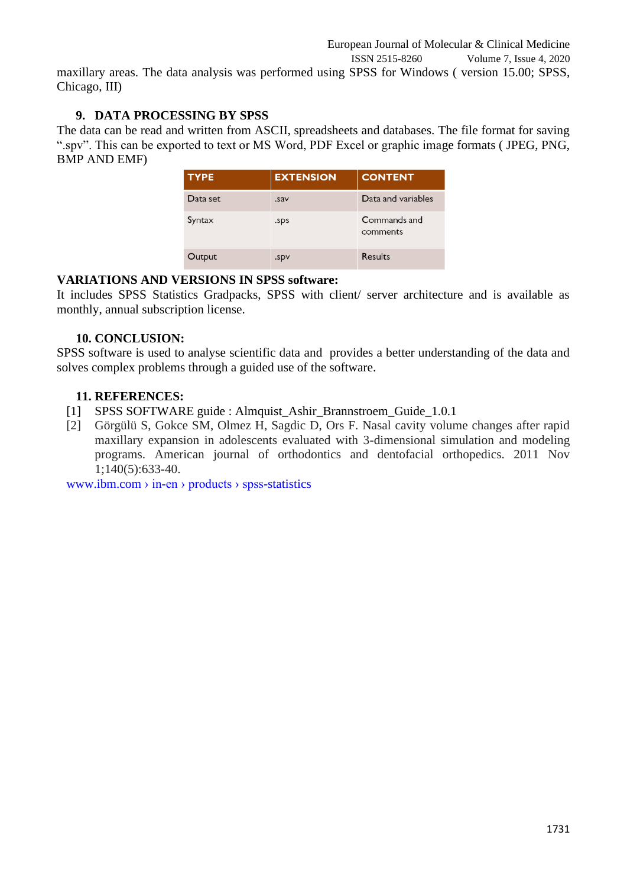maxillary areas. The data analysis was performed using SPSS for Windows ( version 15.00; SPSS, Chicago, III)

## 9. DATA PROCESSING BY SPSS

The data can be read and written from ASCII, spreadsheets and databases. The file format for saving ".spv". This can be exported to text or MS Word, PDF Excel or graphic image formats ( JPEG, PNG, BMP AND EMF)

| TYPE | EXTENSION | CONTENT |
|---|---|---|
| Data set | .sav | Data and variables |
| Syntax | .sps | Commands and comments |
| Output | .spv | Results |

**VARIATIONS AND VERSIONS IN SPSS software:**

It includes SPSS Statistics Gradpacks, SPSS with client/ server architecture and is available as monthly, annual subscription license.

## 10. CONCLUSION:

SPSS software is used to analyse scientific data and provides a better understanding of the data and solves complex problems through a guided use of the software.

## 11. REFERENCES:

[1] SPSS SOFTWARE guide : Almquist_Ashir_Brannstroem_Guide_1.0.1

[2] Görgülü S, Gokce SM, Olmez H, Sagdic D, Ors F. Nasal cavity volume changes after rapid maxillary expansion in adolescents evaluated with 3-dimensional simulation and modeling programs. American journal of orthodontics and dentofacial orthopedics. 2011 Nov 1;140(5):633-40.

www.ibm.com › in-en › products › spss-statistics